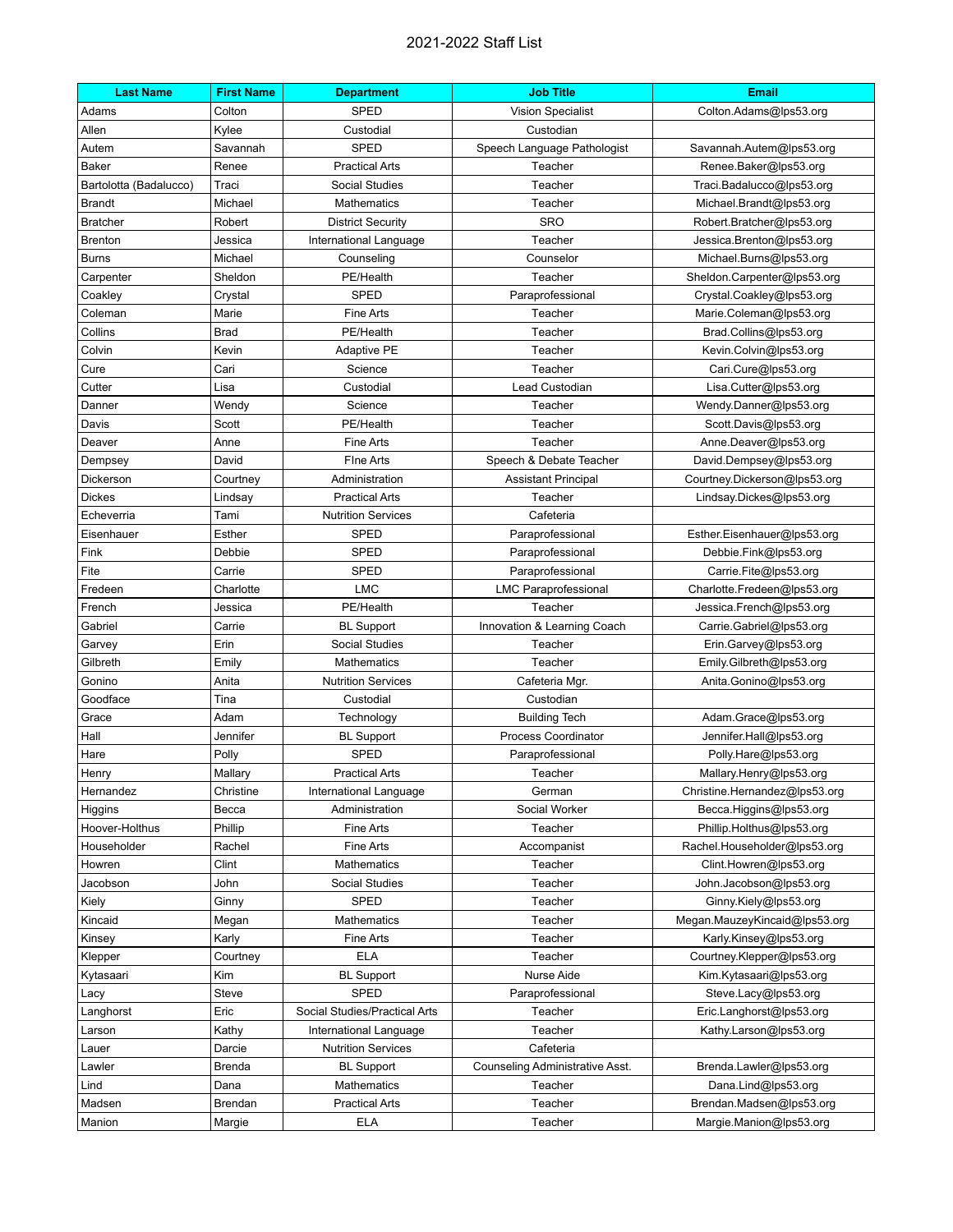# 2021-2022 Staff List

| Last Name | First Name | Department | Job Title | Email |
|---|---|---|---|---|
| Adams | Colton | SPED | Vision Specialist | Colton.Adams@lps53.org |
| Allen | Kylee | Custodial | Custodian | |
| Autem | Savannah | SPED | Speech Language Pathologist | Savannah.Autem@lps53.org |
| Baker | Renee | Practical Arts | Teacher | Renee.Baker@lps53.org |
| Bartolotta (Badalucco) | Traci | Social Studies | Teacher | Traci.Badalucco@lps53.org |
| Brandt | Michael | Mathematics | Teacher | Michael.Brandt@lps53.org |
| Bratcher | Robert | District Security | SRO | Robert.Bratcher@lps53.org |
| Brenton | Jessica | International Language | Teacher | Jessica.Brenton@lps53.org |
| Burns | Michael | Counseling | Counselor | Michael.Burns@lps53.org |
| Carpenter | Sheldon | PE/Health | Teacher | Sheldon.Carpenter@lps53.org |
| Coakley | Crystal | SPED | Paraprofessional | Crystal.Coakley@lps53.org |
| Coleman | Marie | Fine Arts | Teacher | Marie.Coleman@lps53.org |
| Collins | Brad | PE/Health | Teacher | Brad.Collins@lps53.org |
| Colvin | Kevin | Adaptive PE | Teacher | Kevin.Colvin@lps53.org |
| Cure | Cari | Science | Teacher | Cari.Cure@lps53.org |
| Cutter | Lisa | Custodial | Lead Custodian | Lisa.Cutter@lps53.org |
| Danner | Wendy | Science | Teacher | Wendy.Danner@lps53.org |
| Davis | Scott | PE/Health | Teacher | Scott.Davis@lps53.org |
| Deaver | Anne | Fine Arts | Teacher | Anne.Deaver@lps53.org |
| Dempsey | David | FIne Arts | Speech & Debate Teacher | David.Dempsey@lps53.org |
| Dickerson | Courtney | Administration | Assistant Principal | Courtney.Dickerson@lps53.org |
| Dickes | Lindsay | Practical Arts | Teacher | Lindsay.Dickes@lps53.org |
| Echeverria | Tami | Nutrition Services | Cafeteria | |
| Eisenhauer | Esther | SPED | Paraprofessional | Esther.Eisenhauer@lps53.org |
| Fink | Debbie | SPED | Paraprofessional | Debbie.Fink@lps53.org |
| Fite | Carrie | SPED | Paraprofessional | Carrie.Fite@lps53.org |
| Fredeen | Charlotte | LMC | LMC Paraprofessional | Charlotte.Fredeen@lps53.org |
| French | Jessica | PE/Health | Teacher | Jessica.French@lps53.org |
| Gabriel | Carrie | BL Support | Innovation & Learning Coach | Carrie.Gabriel@lps53.org |
| Garvey | Erin | Social Studies | Teacher | Erin.Garvey@lps53.org |
| Gilbreth | Emily | Mathematics | Teacher | Emily.Gilbreth@lps53.org |
| Gonino | Anita | Nutrition Services | Cafeteria Mgr. | Anita.Gonino@lps53.org |
| Goodface | Tina | Custodial | Custodian | |
| Grace | Adam | Technology | Building Tech | Adam.Grace@lps53.org |
| Hall | Jennifer | BL Support | Process Coordinator | Jennifer.Hall@lps53.org |
| Hare | Polly | SPED | Paraprofessional | Polly.Hare@lps53.org |
| Henry | Mallary | Practical Arts | Teacher | Mallary.Henry@lps53.org |
| Hernandez | Christine | International Language | German | Christine.Hernandez@lps53.org |
| Higgins | Becca | Administration | Social Worker | Becca.Higgins@lps53.org |
| Hoover-Holthus | Phillip | Fine Arts | Teacher | Phillip.Holthus@lps53.org |
| Householder | Rachel | Fine Arts | Accompanist | Rachel.Householder@lps53.org |
| Howren | Clint | Mathematics | Teacher | Clint.Howren@lps53.org |
| Jacobson | John | Social Studies | Teacher | John.Jacobson@lps53.org |
| Kiely | Ginny | SPED | Teacher | Ginny.Kiely@lps53.org |
| Kincaid | Megan | Mathematics | Teacher | Megan.MauzeyKincaid@lps53.org |
| Kinsey | Karly | Fine Arts | Teacher | Karly.Kinsey@lps53.org |
| Klepper | Courtney | ELA | Teacher | Courtney.Klepper@lps53.org |
| Kytasaari | Kim | BL Support | Nurse Aide | Kim.Kytasaari@lps53.org |
| Lacy | Steve | SPED | Paraprofessional | Steve.Lacy@lps53.org |
| Langhorst | Eric | Social Studies/Practical Arts | Teacher | Eric.Langhorst@lps53.org |
| Larson | Kathy | International Language | Teacher | Kathy.Larson@lps53.org |
| Lauer | Darcie | Nutrition Services | Cafeteria | |
| Lawler | Brenda | BL Support | Counseling Administrative Asst. | Brenda.Lawler@lps53.org |
| Lind | Dana | Mathematics | Teacher | Dana.Lind@lps53.org |
| Madsen | Brendan | Practical Arts | Teacher | Brendan.Madsen@lps53.org |
| Manion | Margie | ELA | Teacher | Margie.Manion@lps53.org |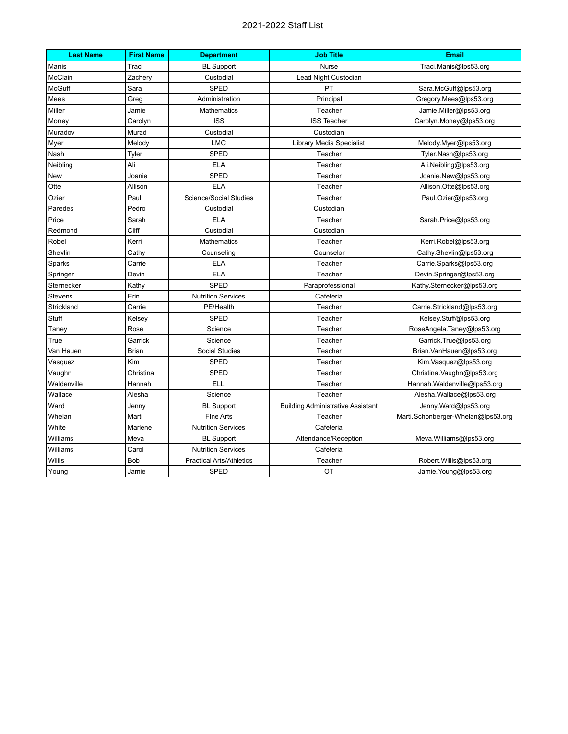# 2021-2022 Staff List

| Last Name | First Name | Department | Job Title | Email |
|---|---|---|---|---|
| Manis | Traci | BL Support | Nurse | Traci.Manis@lps53.org |
| McClain | Zachery | Custodial | Lead Night Custodian | |
| McGuff | Sara | SPED | PT | Sara.McGuff@lps53.org |
| Mees | Greg | Administration | Principal | Gregory.Mees@lps53.org |
| Miller | Jamie | Mathematics | Teacher | Jamie.Miller@lps53.org |
| Money | Carolyn | ISS | ISS Teacher | Carolyn.Money@lps53.org |
| Muradov | Murad | Custodial | Custodian | |
| Myer | Melody | LMC | Library Media Specialist | Melody.Myer@lps53.org |
| Nash | Tyler | SPED | Teacher | Tyler.Nash@lps53.org |
| Neibling | Ali | ELA | Teacher | Ali.Neibling@lps53.org |
| New | Joanie | SPED | Teacher | Joanie.New@lps53.org |
| Otte | Allison | ELA | Teacher | Allison.Otte@lps53.org |
| Ozier | Paul | Science/Social Studies | Teacher | Paul.Ozier@lps53.org |
| Paredes | Pedro | Custodial | Custodian | |
| Price | Sarah | ELA | Teacher | Sarah.Price@lps53.org |
| Redmond | Cliff | Custodial | Custodian | |
| Robel | Kerri | Mathematics | Teacher | Kerri.Robel@lps53.org |
| Shevlin | Cathy | Counseling | Counselor | Cathy.Shevlin@lps53.org |
| Sparks | Carrie | ELA | Teacher | Carrie.Sparks@lps53.org |
| Springer | Devin | ELA | Teacher | Devin.Springer@lps53.org |
| Sternecker | Kathy | SPED | Paraprofessional | Kathy.Sternecker@lps53.org |
| Stevens | Erin | Nutrition Services | Cafeteria | |
| Strickland | Carrie | PE/Health | Teacher | Carrie.Strickland@lps53.org |
| Stuff | Kelsey | SPED | Teacher | Kelsey.Stuff@lps53.org |
| Taney | Rose | Science | Teacher | RoseAngela.Taney@lps53.org |
| True | Garrick | Science | Teacher | Garrick.True@lps53.org |
| Van Hauen | Brian | Social Studies | Teacher | Brian.VanHauen@lps53.org |
| Vasquez | Kim | SPED | Teacher | Kim.Vasquez@lps53.org |
| Vaughn | Christina | SPED | Teacher | Christina.Vaughn@lps53.org |
| Waldenville | Hannah | ELL | Teacher | Hannah.Waldenville@lps53.org |
| Wallace | Alesha | Science | Teacher | Alesha.Wallace@lps53.org |
| Ward | Jenny | BL Support | Building Administrative Assistant | Jenny.Ward@lps53.org |
| Whelan | Marti | FIne Arts | Teacher | Marti.Schonberger-Whelan@lps53.org |
| White | Marlene | Nutrition Services | Cafeteria | |
| Williams | Meva | BL Support | Attendance/Reception | Meva.Williams@lps53.org |
| Williams | Carol | Nutrition Services | Cafeteria | |
| Willis | Bob | Practical Arts/Athletics | Teacher | Robert.Willis@lps53.org |
| Young | Jamie | SPED | OT | Jamie.Young@lps53.org |